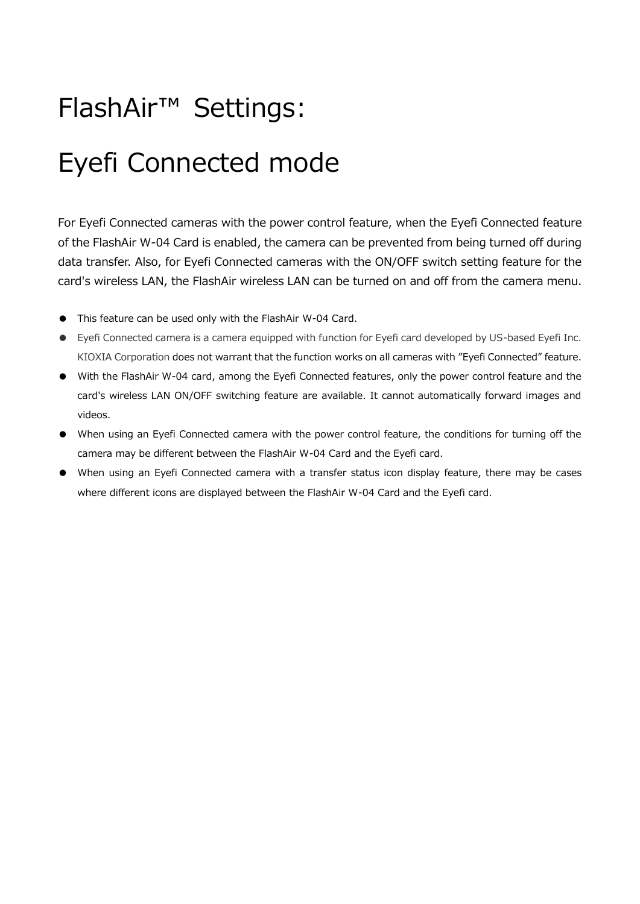# FlashAir™ Settings:

# Eyefi Connected mode

For Eyefi Connected cameras with the power control feature, when the Eyefi Connected feature of the FlashAir W-04 Card is enabled, the camera can be prevented from being turned off during data transfer. Also, for Eyefi Connected cameras with the ON/OFF switch setting feature for the card's wireless LAN, the FlashAir wireless LAN can be turned on and off from the camera menu.

- This feature can be used only with the FlashAir W-04 Card.
- Eyefi Connected camera is a camera equipped with function for Eyefi card developed by US-based Eyefi Inc. KIOXIA Corporation does not warrant that the function works on all cameras with "Eyefi Connected" feature.
- With the FlashAir W-04 card, among the Eyefi Connected features, only the power control feature and the card's wireless LAN ON/OFF switching feature are available. It cannot automatically forward images and videos.
- When using an Eyefi Connected camera with the power control feature, the conditions for turning off the camera may be different between the FlashAir W-04 Card and the Eyefi card.
- When using an Eyefi Connected camera with a transfer status icon display feature, there may be cases where different icons are displayed between the FlashAir W-04 Card and the Eyefi card.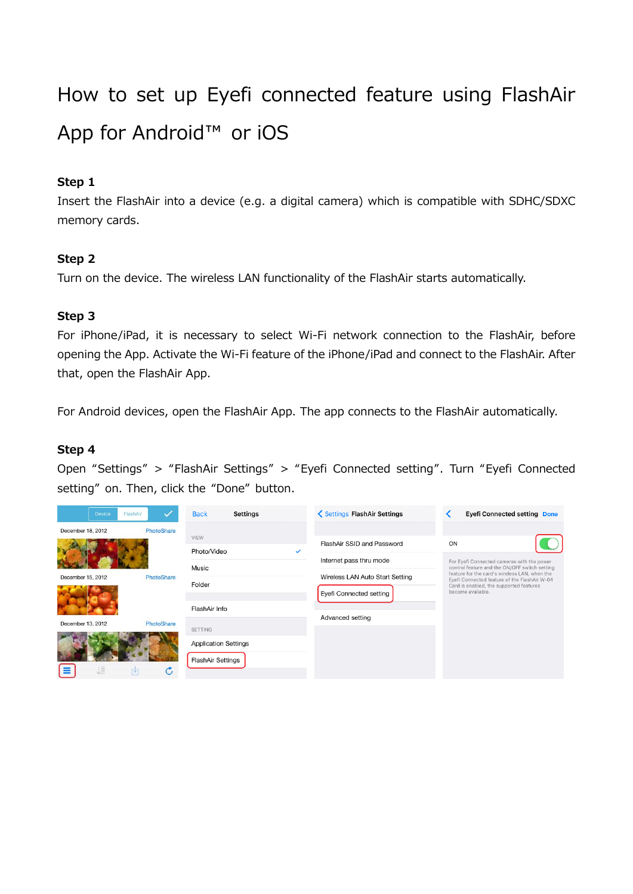# How to set up Eyefi connected feature using FlashAir App for Android™ or iOS

### Step 1

Insert the FlashAir into a device (e.g. a digital camera) which is compatible with SDHC/SDXC memory cards.

### Step 2

Turn on the device. The wireless LAN functionality of the FlashAir starts automatically.

### Step 3

For iPhone/iPad, it is necessary to select Wi-Fi network connection to the FlashAir, before opening the App. Activate the Wi-Fi feature of the iPhone/iPad and connect to the FlashAir. After that, open the FlashAir App.

For Android devices, open the FlashAir App. The app connects to the FlashAir automatically.

### Step 4

Open "Settings" > "FlashAir Settings" > "Eyefi Connected setting". Turn "Eyefi Connected setting" on. Then, click the "Done" button.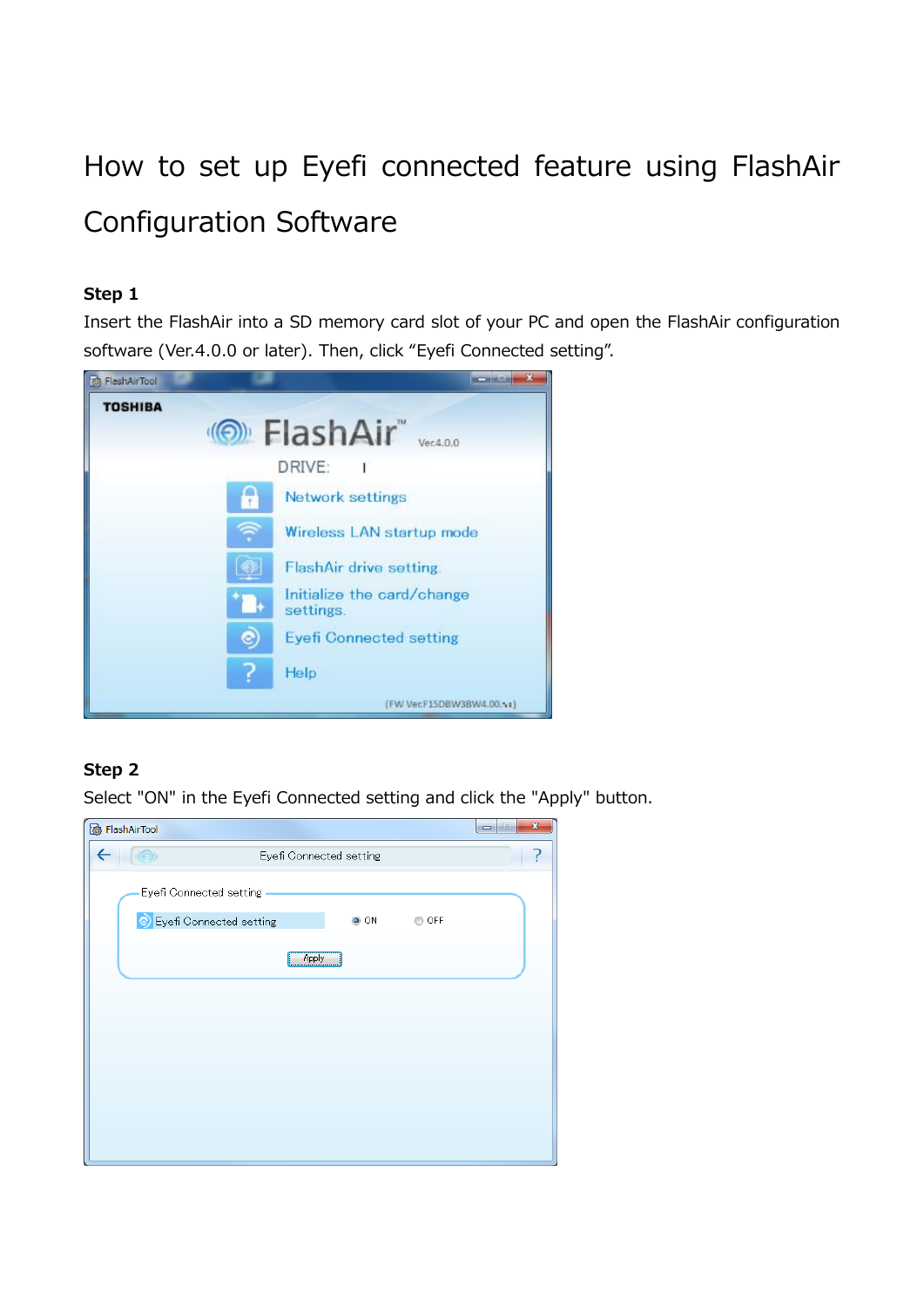# How to set up Eyefi connected feature using FlashAir Configuration Software

**Step 1**

Insert the FlashAir into a SD memory card slot of your PC and open the FlashAir configuration software (Ver.4.0.0 or later). Then, click “Eyefi Connected setting”.

**Step 2**

Select "ON" in the Eyefi Connected setting and click the "Apply" button.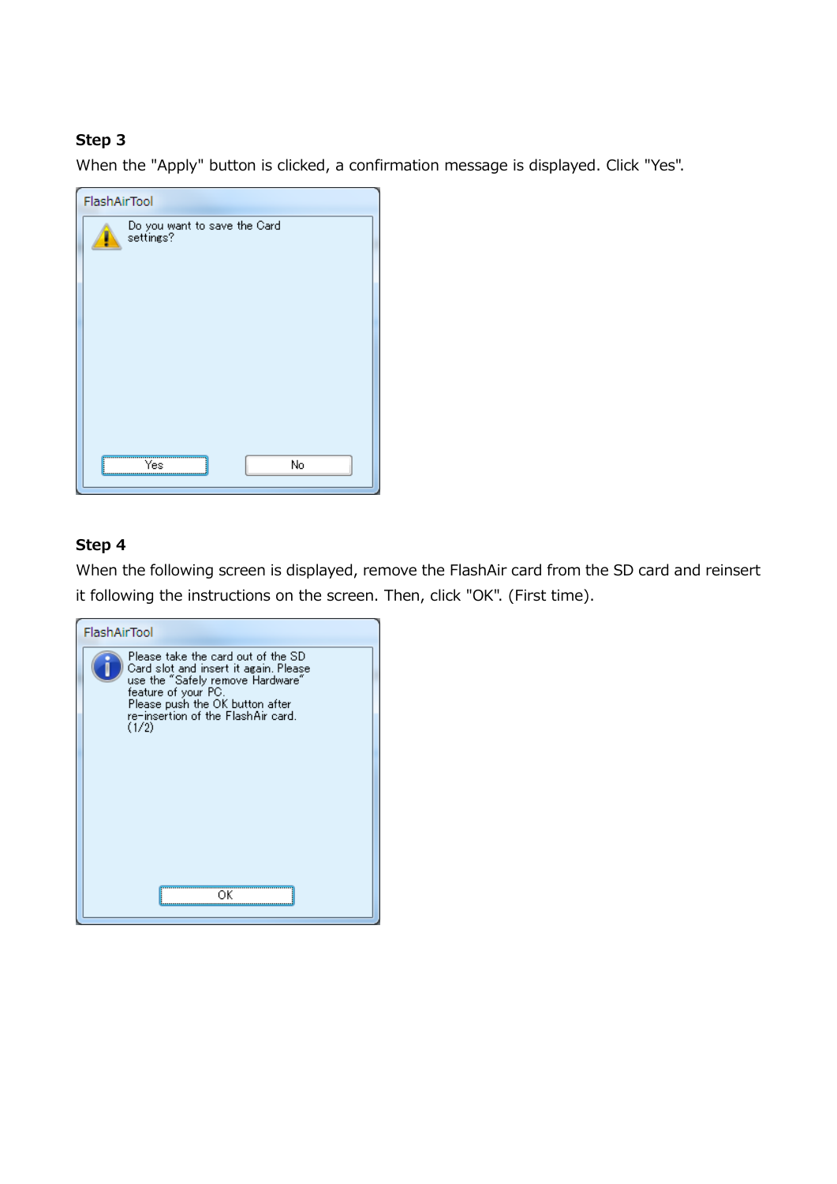**Step 3**

When the "Apply" button is clicked, a confirmation message is displayed. Click "Yes".

FlashAirTool

Do you want to save the Card settings?

Yes | No

**Step 4**

When the following screen is displayed, remove the FlashAir card from the SD card and reinsert it following the instructions on the screen. Then, click "OK". (First time).

FlashAirTool

Please take the card out of the SD Card slot and insert it again. Please use the "Safely remove Hardware" feature of your PC.
Please push the OK button after re-insertion of the FlashAir card.
(1/2)

OK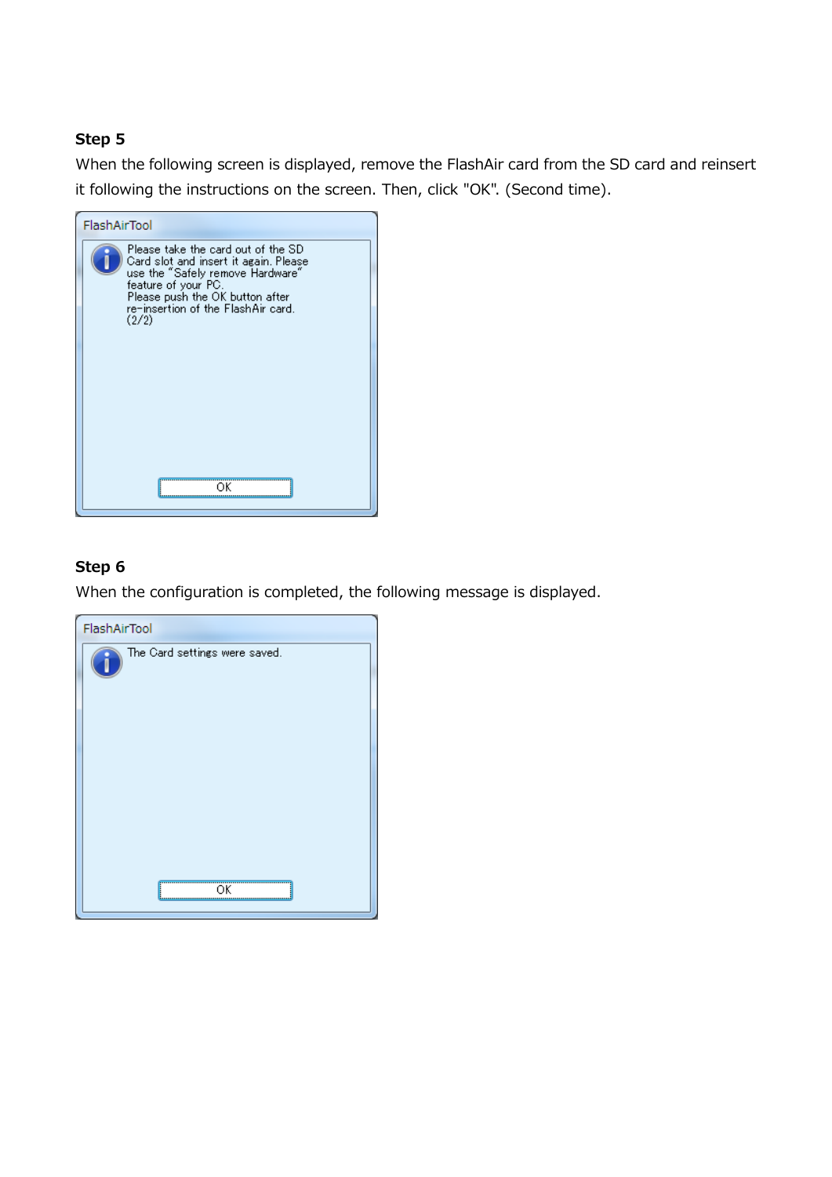**Step 5**

When the following screen is displayed, remove the FlashAir card from the SD card and reinsert it following the instructions on the screen. Then, click "OK". (Second time).

FlashAirTool

Please take the card out of the SD Card slot and insert it again. Please use the "Safely remove Hardware" feature of your PC.
Please push the OK button after re-insertion of the FlashAir card.
(2/2)

OK

**Step 6**

When the configuration is completed, the following message is displayed.

FlashAirTool

The Card settings were saved.

OK